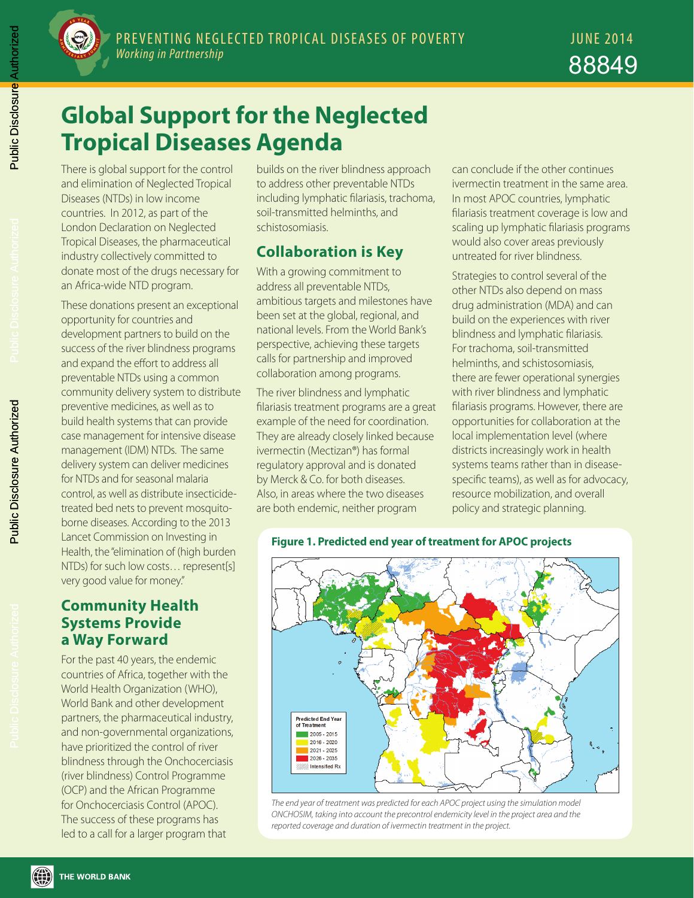PREVENTING NEGLECTED TROPICAL DISEASES OF POVERTY
*Working in Partnership*

JUNE 2014

88849

# Global Support for the Neglected Tropical Diseases Agenda

There is global support for the control and elimination of Neglected Tropical Diseases (NTDs) in low income countries. In 2012, as part of the London Declaration on Neglected Tropical Diseases, the pharmaceutical industry collectively committed to donate most of the drugs necessary for an Africa-wide NTD program.

These donations present an exceptional opportunity for countries and development partners to build on the success of the river blindness programs and expand the effort to address all preventable NTDs using a common community delivery system to distribute preventive medicines, as well as to build health systems that can provide case management for intensive disease management (IDM) NTDs. The same delivery system can deliver medicines for NTDs and for seasonal malaria control, as well as distribute insecticide-treated bed nets to prevent mosquito-borne diseases. According to the 2013 Lancet Commission on Investing in Health, the "elimination of (high burden NTDs) for such low costs… represent[s] very good value for money."

## Community Health Systems Provide a Way Forward

For the past 40 years, the endemic countries of Africa, together with the World Health Organization (WHO), World Bank and other development partners, the pharmaceutical industry, and non-governmental organizations, have prioritized the control of river blindness through the Onchocerciasis (river blindness) Control Programme (OCP) and the African Programme for Onchocerciasis Control (APOC). The success of these programs has led to a call for a larger program that builds on the river blindness approach to address other preventable NTDs including lymphatic filariasis, trachoma, soil-transmitted helminths, and schistosomiasis.

## Collaboration is Key

With a growing commitment to address all preventable NTDs, ambitious targets and milestones have been set at the global, regional, and national levels. From the World Bank's perspective, achieving these targets calls for partnership and improved collaboration among programs.

The river blindness and lymphatic filariasis treatment programs are a great example of the need for coordination. They are already closely linked because ivermectin (Mectizan®) has formal regulatory approval and is donated by Merck & Co. for both diseases. Also, in areas where the two diseases are both endemic, neither program can conclude if the other continues ivermectin treatment in the same area. In most APOC countries, lymphatic filariasis treatment coverage is low and scaling up lymphatic filariasis programs would also cover areas previously untreated for river blindness.

Strategies to control several of the other NTDs also depend on mass drug administration (MDA) and can build on the experiences with river blindness and lymphatic filariasis. For trachoma, soil-transmitted helminths, and schistosomiasis, there are fewer operational synergies with river blindness and lymphatic filariasis programs. However, there are opportunities for collaboration at the local implementation level (where districts increasingly work in health systems teams rather than in disease-specific teams), as well as for advocacy, resource mobilization, and overall policy and strategic planning.

**Figure 1. Predicted end year of treatment for APOC projects**

*The end year of treatment was predicted for each APOC project using the simulation model ONCHOSIM, taking into account the precontrol endemicity level in the project area and the reported coverage and duration of ivermectin treatment in the project.*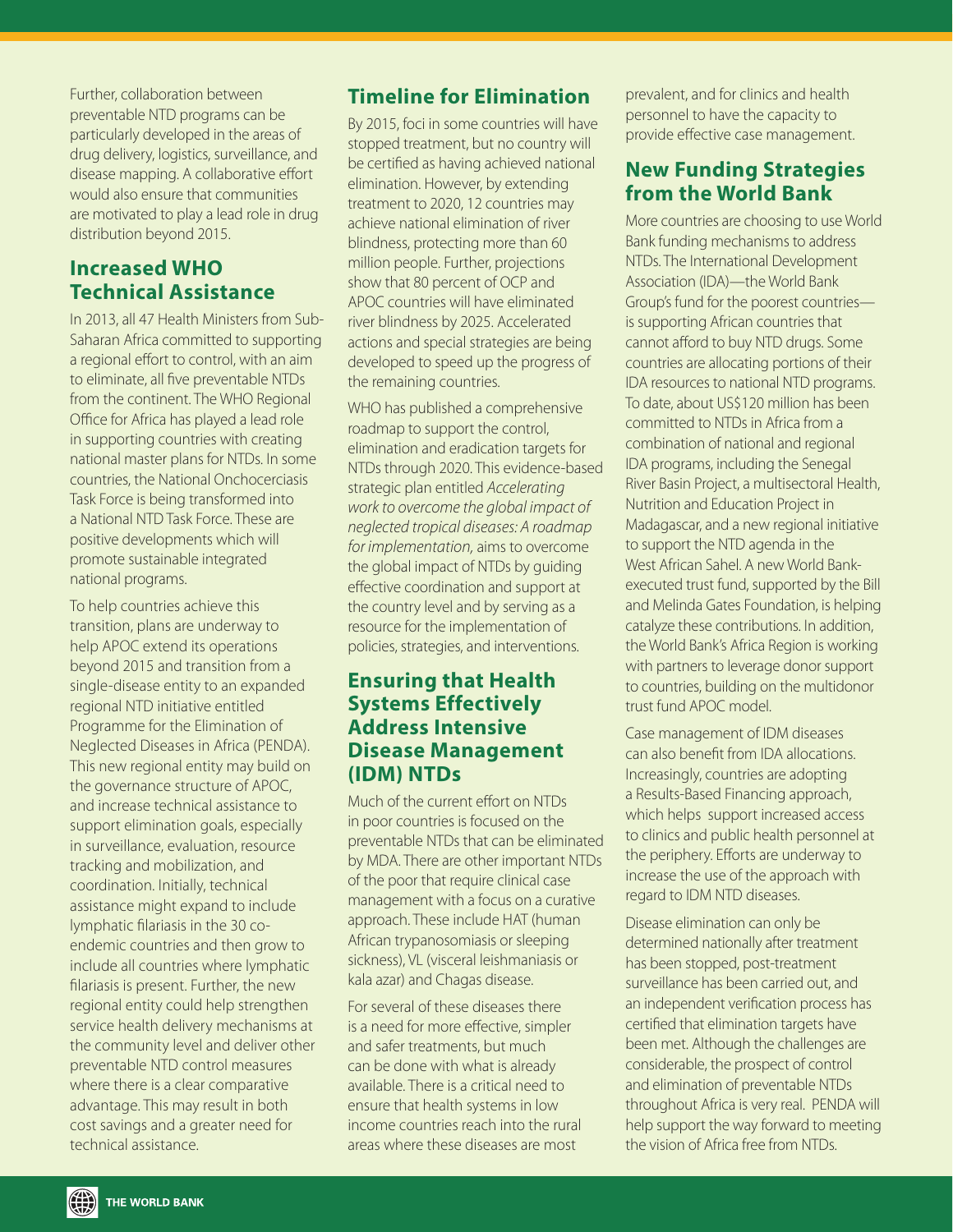Further, collaboration between preventable NTD programs can be particularly developed in the areas of drug delivery, logistics, surveillance, and disease mapping. A collaborative effort would also ensure that communities are motivated to play a lead role in drug distribution beyond 2015.

## Increased WHO Technical Assistance

In 2013, all 47 Health Ministers from Sub-Saharan Africa committed to supporting a regional effort to control, with an aim to eliminate, all five preventable NTDs from the continent. The WHO Regional Office for Africa has played a lead role in supporting countries with creating national master plans for NTDs. In some countries, the National Onchocerciasis Task Force is being transformed into a National NTD Task Force. These are positive developments which will promote sustainable integrated national programs.

To help countries achieve this transition, plans are underway to help APOC extend its operations beyond 2015 and transition from a single-disease entity to an expanded regional NTD initiative entitled Programme for the Elimination of Neglected Diseases in Africa (PENDA). This new regional entity may build on the governance structure of APOC, and increase technical assistance to support elimination goals, especially in surveillance, evaluation, resource tracking and mobilization, and coordination. Initially, technical assistance might expand to include lymphatic filariasis in the 30 co-endemic countries and then grow to include all countries where lymphatic filariasis is present. Further, the new regional entity could help strengthen service health delivery mechanisms at the community level and deliver other preventable NTD control measures where there is a clear comparative advantage. This may result in both cost savings and a greater need for technical assistance.

## Timeline for Elimination

By 2015, foci in some countries will have stopped treatment, but no country will be certified as having achieved national elimination. However, by extending treatment to 2020, 12 countries may achieve national elimination of river blindness, protecting more than 60 million people. Further, projections show that 80 percent of OCP and APOC countries will have eliminated river blindness by 2025. Accelerated actions and special strategies are being developed to speed up the progress of the remaining countries.

WHO has published a comprehensive roadmap to support the control, elimination and eradication targets for NTDs through 2020. This evidence-based strategic plan entitled *Accelerating work to overcome the global impact of neglected tropical diseases: A roadmap for implementation,* aims to overcome the global impact of NTDs by guiding effective coordination and support at the country level and by serving as a resource for the implementation of policies, strategies, and interventions.

## Ensuring that Health Systems Effectively Address Intensive Disease Management (IDM) NTDs

Much of the current effort on NTDs in poor countries is focused on the preventable NTDs that can be eliminated by MDA. There are other important NTDs of the poor that require clinical case management with a focus on a curative approach. These include HAT (human African trypanosomiasis or sleeping sickness), VL (visceral leishmaniasis or kala azar) and Chagas disease.

For several of these diseases there is a need for more effective, simpler and safer treatments, but much can be done with what is already available. There is a critical need to ensure that health systems in low income countries reach into the rural areas where these diseases are most prevalent, and for clinics and health personnel to have the capacity to provide effective case management.

## New Funding Strategies from the World Bank

More countries are choosing to use World Bank funding mechanisms to address NTDs. The International Development Association (IDA)—the World Bank Group's fund for the poorest countries—is supporting African countries that cannot afford to buy NTD drugs. Some countries are allocating portions of their IDA resources to national NTD programs. To date, about US$120 million has been committed to NTDs in Africa from a combination of national and regional IDA programs, including the Senegal River Basin Project, a multisectoral Health, Nutrition and Education Project in Madagascar, and a new regional initiative to support the NTD agenda in the West African Sahel. A new World Bank-executed trust fund, supported by the Bill and Melinda Gates Foundation, is helping catalyze these contributions. In addition, the World Bank's Africa Region is working with partners to leverage donor support to countries, building on the multidonor trust fund APOC model.

Case management of IDM diseases can also benefit from IDA allocations. Increasingly, countries are adopting a Results-Based Financing approach, which helps support increased access to clinics and public health personnel at the periphery. Efforts are underway to increase the use of the approach with regard to IDM NTD diseases.

Disease elimination can only be determined nationally after treatment has been stopped, post-treatment surveillance has been carried out, and an independent verification process has certified that elimination targets have been met. Although the challenges are considerable, the prospect of control and elimination of preventable NTDs throughout Africa is very real. PENDA will help support the way forward to meeting the vision of Africa free from NTDs.